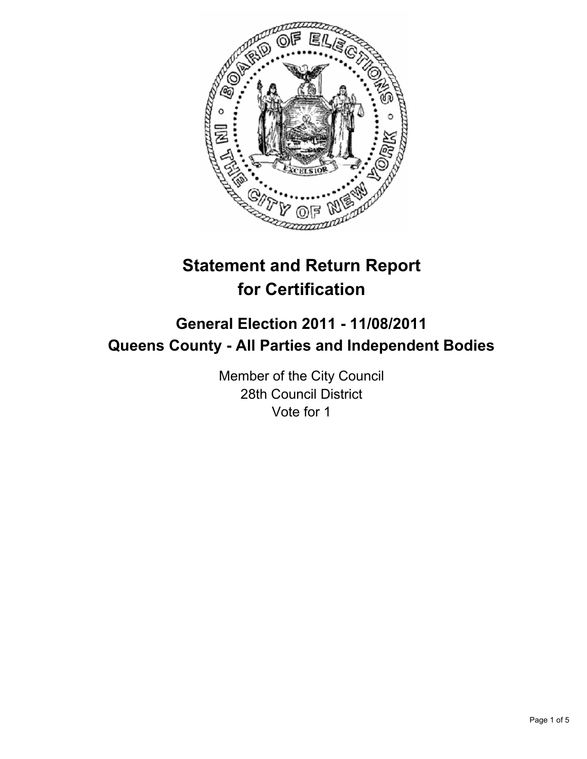# Statement and Return Report for Certification

## General Election 2011 - 11/08/2011
## Queens County - All Parties and Independent Bodies

Member of the City Council
28th Council District
Vote for 1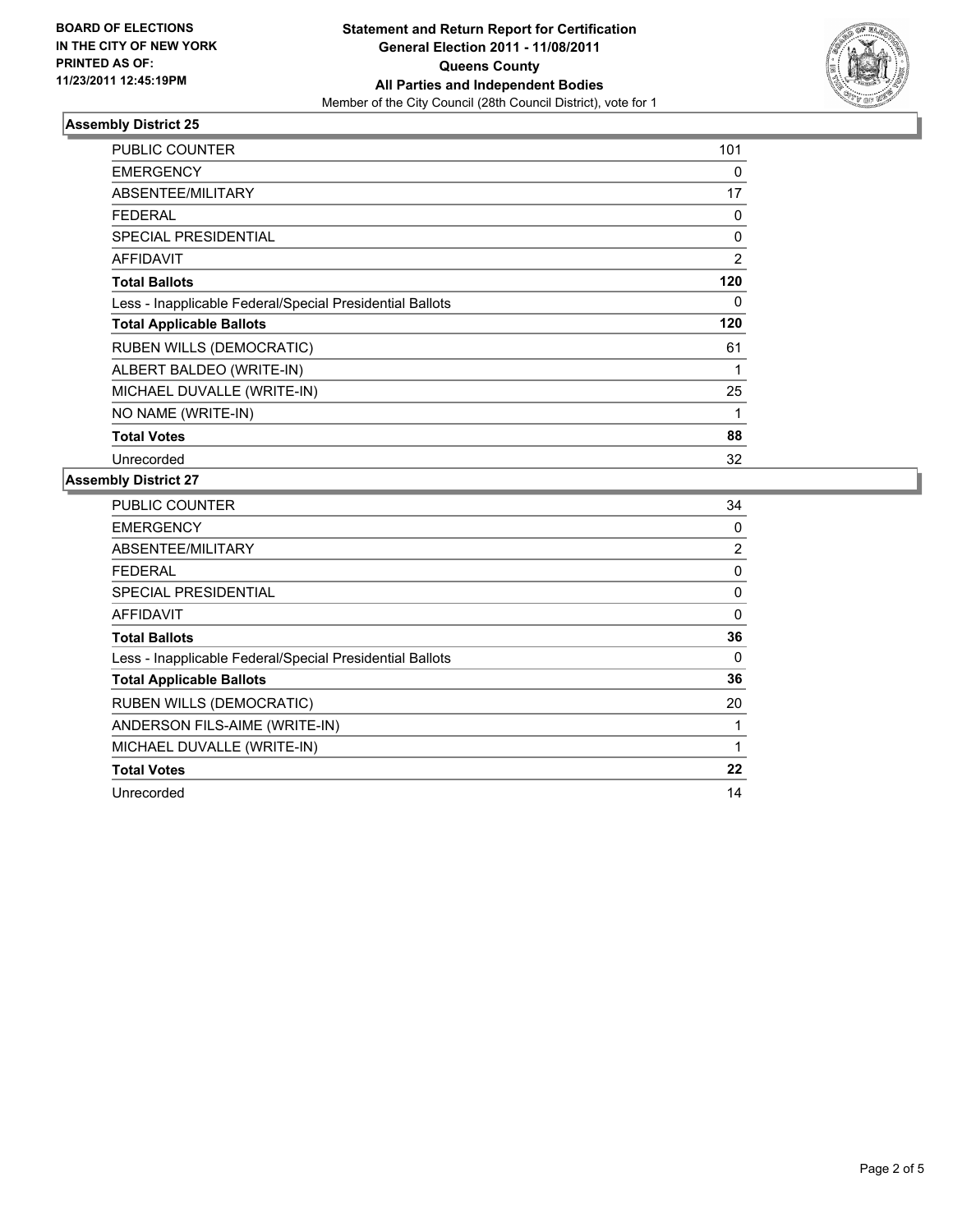BOARD OF ELECTIONS
IN THE CITY OF NEW YORK
PRINTED AS OF:
11/23/2011 12:45:19PM

**Statement and Return Report for Certification**
**General Election 2011 - 11/08/2011**
**Queens County**
**All Parties and Independent Bodies**
Member of the City Council (28th Council District), vote for 1

## Assembly District 25

| | |
|---|---|
| PUBLIC COUNTER | 101 |
| EMERGENCY | 0 |
| ABSENTEE/MILITARY | 17 |
| FEDERAL | 0 |
| SPECIAL PRESIDENTIAL | 0 |
| AFFIDAVIT | 2 |
| **Total Ballots** | **120** |
| Less - Inapplicable Federal/Special Presidential Ballots | 0 |
| **Total Applicable Ballots** | **120** |
| RUBEN WILLS (DEMOCRATIC) | 61 |
| ALBERT BALDEO (WRITE-IN) | 1 |
| MICHAEL DUVALLE (WRITE-IN) | 25 |
| NO NAME (WRITE-IN) | 1 |
| **Total Votes** | **88** |
| Unrecorded | 32 |

## Assembly District 27

| | |
|---|---|
| PUBLIC COUNTER | 34 |
| EMERGENCY | 0 |
| ABSENTEE/MILITARY | 2 |
| FEDERAL | 0 |
| SPECIAL PRESIDENTIAL | 0 |
| AFFIDAVIT | 0 |
| **Total Ballots** | **36** |
| Less - Inapplicable Federal/Special Presidential Ballots | 0 |
| **Total Applicable Ballots** | **36** |
| RUBEN WILLS (DEMOCRATIC) | 20 |
| ANDERSON FILS-AIME (WRITE-IN) | 1 |
| MICHAEL DUVALLE (WRITE-IN) | 1 |
| **Total Votes** | **22** |
| Unrecorded | 14 |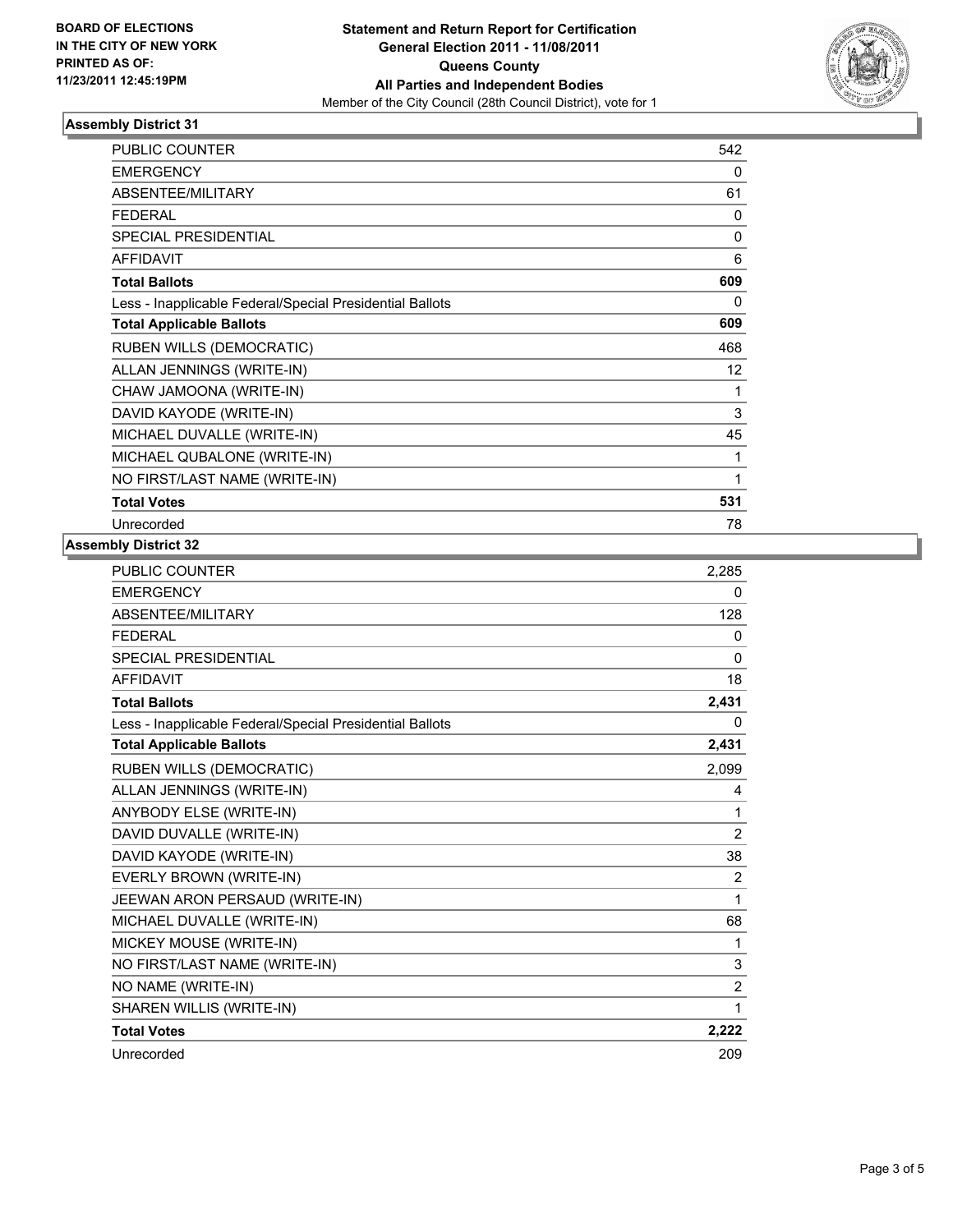BOARD OF ELECTIONS
IN THE CITY OF NEW YORK
PRINTED AS OF:
11/23/2011 12:45:19PM

**Statement and Return Report for Certification**
**General Election 2011 - 11/08/2011**
**Queens County**
**All Parties and Independent Bodies**
Member of the City Council (28th Council District), vote for 1

### Assembly District 31

| | |
|---|---|
| PUBLIC COUNTER | 542 |
| EMERGENCY | 0 |
| ABSENTEE/MILITARY | 61 |
| FEDERAL | 0 |
| SPECIAL PRESIDENTIAL | 0 |
| AFFIDAVIT | 6 |
| **Total Ballots** | **609** |
| Less - Inapplicable Federal/Special Presidential Ballots | 0 |
| **Total Applicable Ballots** | **609** |
| RUBEN WILLS (DEMOCRATIC) | 468 |
| ALLAN JENNINGS (WRITE-IN) | 12 |
| CHAW JAMOONA (WRITE-IN) | 1 |
| DAVID KAYODE (WRITE-IN) | 3 |
| MICHAEL DUVALLE (WRITE-IN) | 45 |
| MICHAEL QUBALONE (WRITE-IN) | 1 |
| NO FIRST/LAST NAME (WRITE-IN) | 1 |
| **Total Votes** | **531** |
| Unrecorded | 78 |

### Assembly District 32

| | |
|---|---|
| PUBLIC COUNTER | 2,285 |
| EMERGENCY | 0 |
| ABSENTEE/MILITARY | 128 |
| FEDERAL | 0 |
| SPECIAL PRESIDENTIAL | 0 |
| AFFIDAVIT | 18 |
| **Total Ballots** | **2,431** |
| Less - Inapplicable Federal/Special Presidential Ballots | 0 |
| **Total Applicable Ballots** | **2,431** |
| RUBEN WILLS (DEMOCRATIC) | 2,099 |
| ALLAN JENNINGS (WRITE-IN) | 4 |
| ANYBODY ELSE (WRITE-IN) | 1 |
| DAVID DUVALLE (WRITE-IN) | 2 |
| DAVID KAYODE (WRITE-IN) | 38 |
| EVERLY BROWN (WRITE-IN) | 2 |
| JEEWAN ARON PERSAUD (WRITE-IN) | 1 |
| MICHAEL DUVALLE (WRITE-IN) | 68 |
| MICKEY MOUSE (WRITE-IN) | 1 |
| NO FIRST/LAST NAME (WRITE-IN) | 3 |
| NO NAME (WRITE-IN) | 2 |
| SHAREN WILLIS (WRITE-IN) | 1 |
| **Total Votes** | **2,222** |
| Unrecorded | 209 |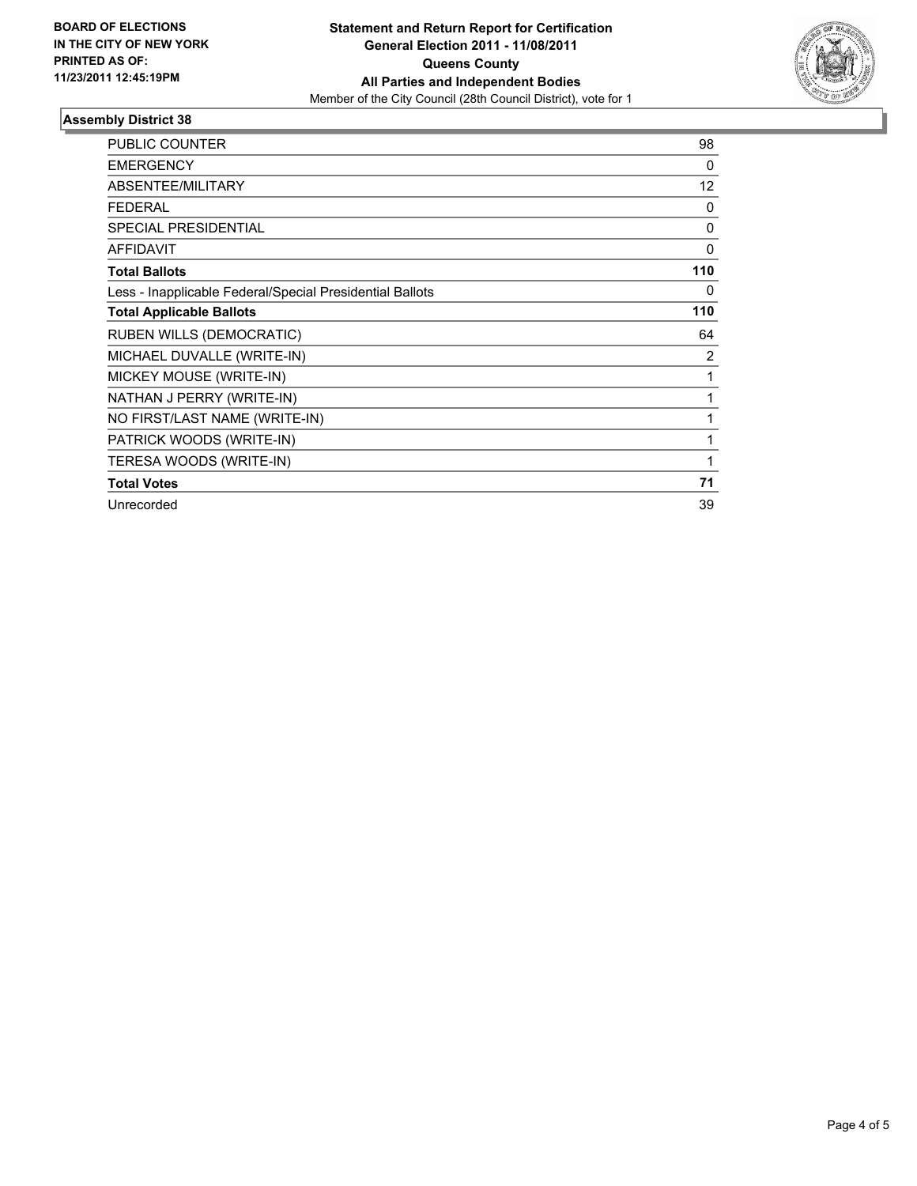**BOARD OF ELECTIONS IN THE CITY OF NEW YORK PRINTED AS OF: 11/23/2011 12:45:19PM**

**Statement and Return Report for Certification General Election 2011 - 11/08/2011 Queens County All Parties and Independent Bodies**

Member of the City Council (28th Council District), vote for 1

## Assembly District 38

| | |
|---|---|
| PUBLIC COUNTER | 98 |
| EMERGENCY | 0 |
| ABSENTEE/MILITARY | 12 |
| FEDERAL | 0 |
| SPECIAL PRESIDENTIAL | 0 |
| AFFIDAVIT | 0 |
| **Total Ballots** | **110** |
| Less - Inapplicable Federal/Special Presidential Ballots | 0 |
| **Total Applicable Ballots** | **110** |
| RUBEN WILLS (DEMOCRATIC) | 64 |
| MICHAEL DUVALLE (WRITE-IN) | 2 |
| MICKEY MOUSE (WRITE-IN) | 1 |
| NATHAN J PERRY (WRITE-IN) | 1 |
| NO FIRST/LAST NAME (WRITE-IN) | 1 |
| PATRICK WOODS (WRITE-IN) | 1 |
| TERESA WOODS (WRITE-IN) | 1 |
| **Total Votes** | **71** |
| Unrecorded | 39 |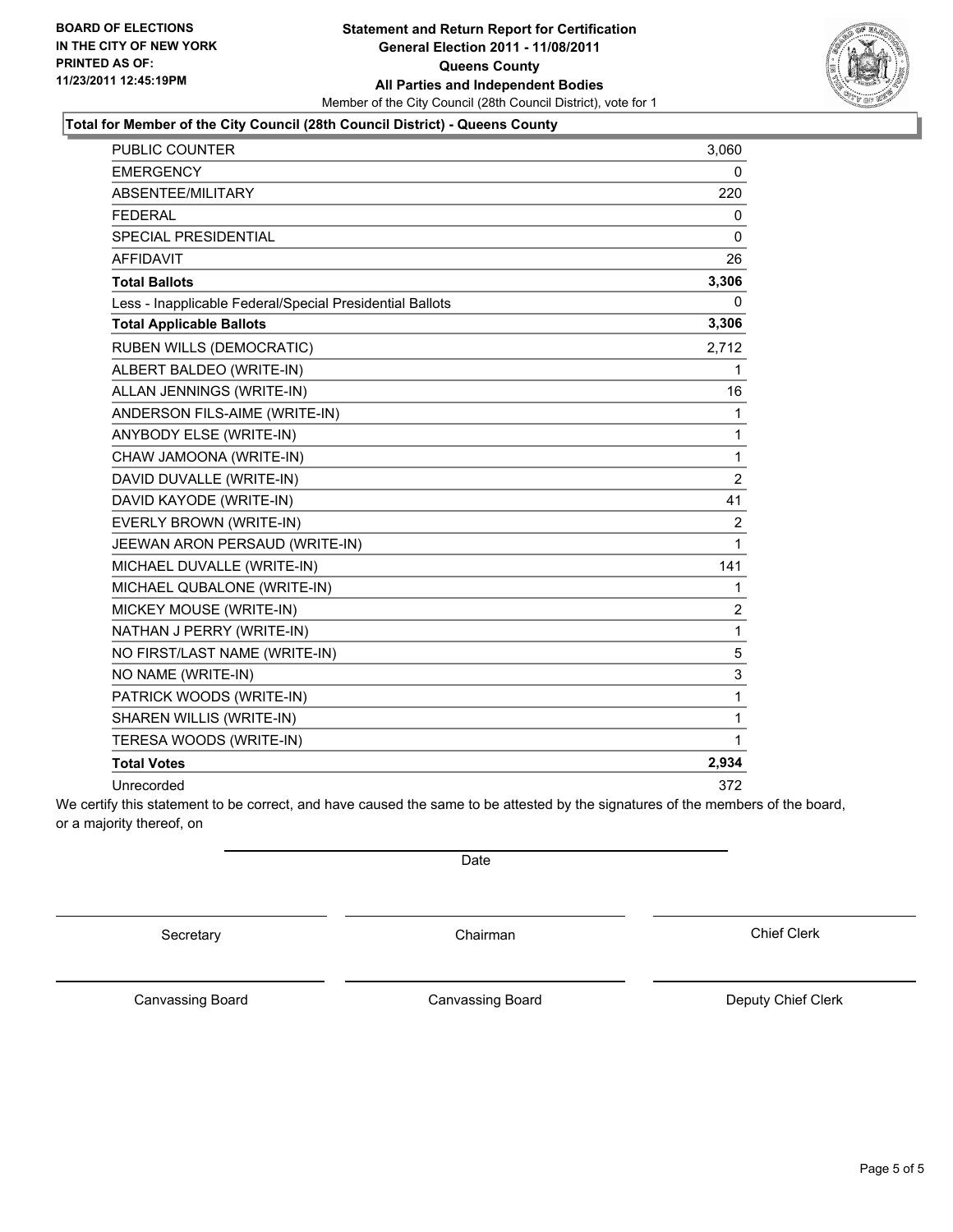**BOARD OF ELECTIONS IN THE CITY OF NEW YORK PRINTED AS OF: 11/23/2011 12:45:19PM**

**Statement and Return Report for Certification General Election 2011 - 11/08/2011 Queens County All Parties and Independent Bodies**

Member of the City Council (28th Council District), vote for 1

**Total for Member of the City Council (28th Council District) - Queens County**

| | |
|---|---|
| PUBLIC COUNTER | 3,060 |
| EMERGENCY | 0 |
| ABSENTEE/MILITARY | 220 |
| FEDERAL | 0 |
| SPECIAL PRESIDENTIAL | 0 |
| AFFIDAVIT | 26 |
| **Total Ballots** | **3,306** |
| Less - Inapplicable Federal/Special Presidential Ballots | 0 |
| **Total Applicable Ballots** | **3,306** |
| RUBEN WILLS (DEMOCRATIC) | 2,712 |
| ALBERT BALDEO (WRITE-IN) | 1 |
| ALLAN JENNINGS (WRITE-IN) | 16 |
| ANDERSON FILS-AIME (WRITE-IN) | 1 |
| ANYBODY ELSE (WRITE-IN) | 1 |
| CHAW JAMOONA (WRITE-IN) | 1 |
| DAVID DUVALLE (WRITE-IN) | 2 |
| DAVID KAYODE (WRITE-IN) | 41 |
| EVERLY BROWN (WRITE-IN) | 2 |
| JEEWAN ARON PERSAUD (WRITE-IN) | 1 |
| MICHAEL DUVALLE (WRITE-IN) | 141 |
| MICHAEL QUBALONE (WRITE-IN) | 1 |
| MICKEY MOUSE (WRITE-IN) | 2 |
| NATHAN J PERRY (WRITE-IN) | 1 |
| NO FIRST/LAST NAME (WRITE-IN) | 5 |
| NO NAME (WRITE-IN) | 3 |
| PATRICK WOODS (WRITE-IN) | 1 |
| SHAREN WILLIS (WRITE-IN) | 1 |
| TERESA WOODS (WRITE-IN) | 1 |
| **Total Votes** | **2,934** |
| Unrecorded | 372 |

We certify this statement to be correct, and have caused the same to be attested by the signatures of the members of the board, or a majority thereof, on

Date

Secretary | Chairman | Chief Clerk

Canvassing Board | Canvassing Board | Deputy Chief Clerk